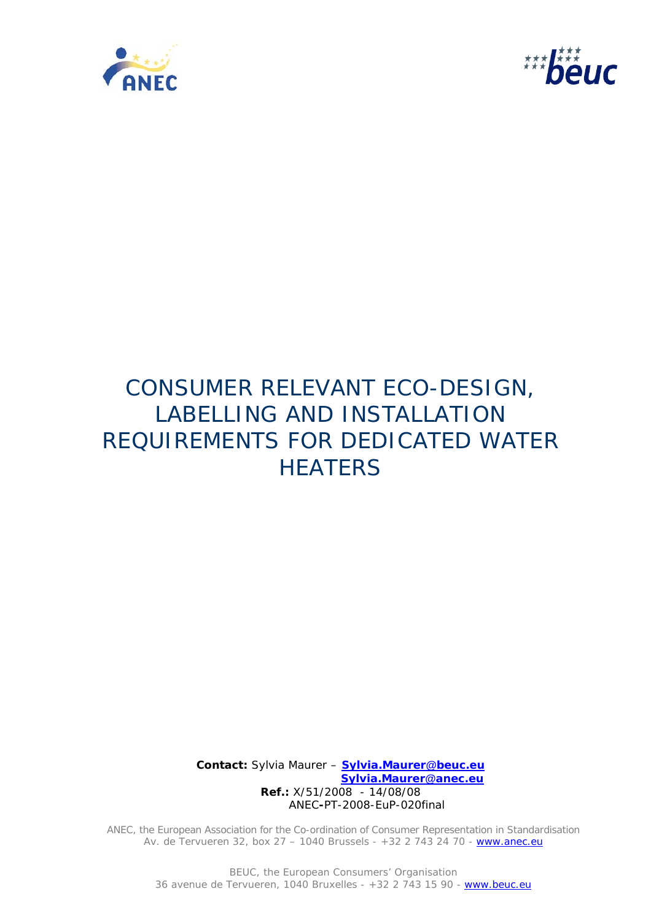# CONSUMER RELEVANT ECO-DESIGN, LABELLING AND INSTALLATION REQUIREMENTS FOR DEDICATED WATER HEATERS

**Contact:** Sylvia Maurer – **Sylvia.Maurer@beuc.eu**
**Sylvia.Maurer@anec.eu**
**Ref.:** X/51/2008 - 14/08/08
ANEC-PT-2008-EuP-020final

ANEC, the European Association for the Co-ordination of Consumer Representation in Standardisation
Av. de Tervueren 32, box 27 – 1040 Brussels - +32 2 743 24 70 - www.anec.eu

BEUC, the European Consumers' Organisation
36 avenue de Tervueren, 1040 Bruxelles - +32 2 743 15 90 - www.beuc.eu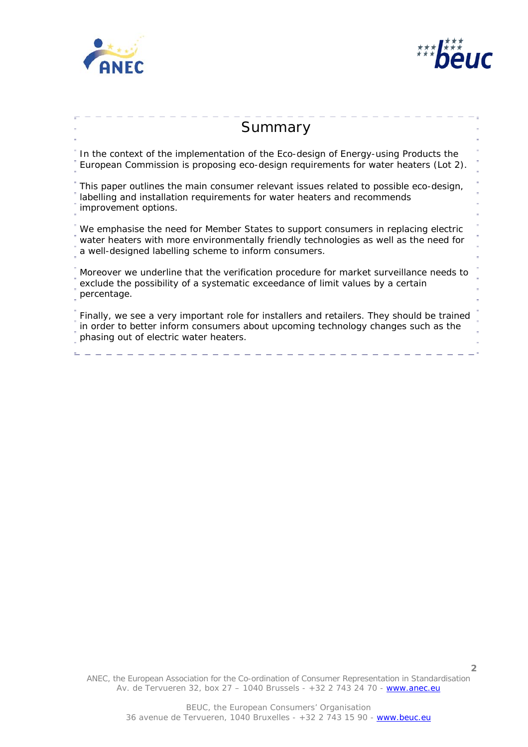# Summary

In the context of the implementation of the Eco-design of Energy-using Products the European Commission is proposing eco-design requirements for water heaters (Lot 2).

This paper outlines the main consumer relevant issues related to possible eco-design, labelling and installation requirements for water heaters and recommends improvement options.

We emphasise the need for Member States to support consumers in replacing electric water heaters with more environmentally friendly technologies as well as the need for a well-designed labelling scheme to inform consumers.

Moreover we underline that the verification procedure for market surveillance needs to exclude the possibility of a systematic exceedance of limit values by a certain percentage.

Finally, we see a very important role for installers and retailers. They should be trained in order to better inform consumers about upcoming technology changes such as the phasing out of electric water heaters.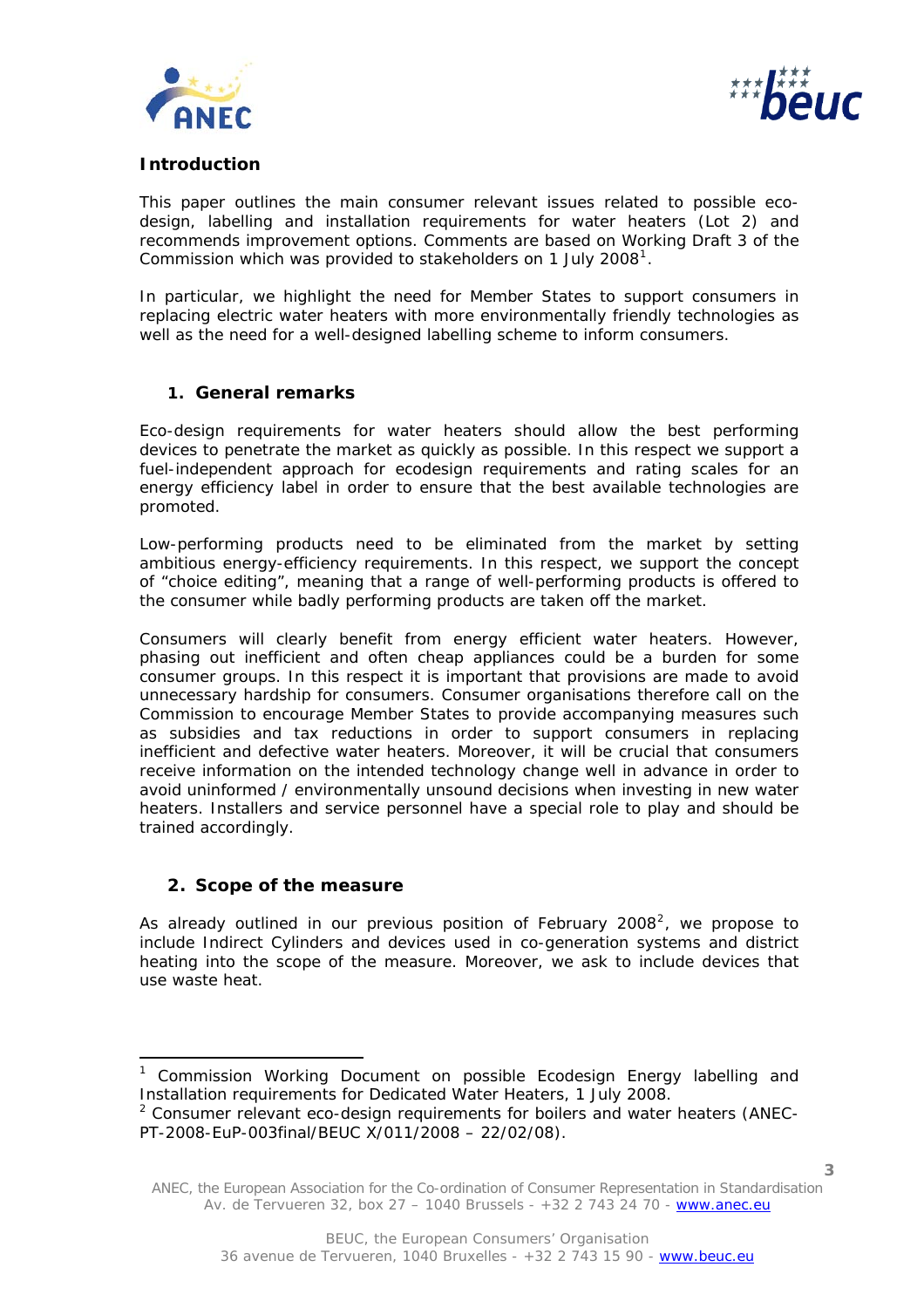## Introduction

This paper outlines the main consumer relevant issues related to possible eco-design, labelling and installation requirements for water heaters (Lot 2) and recommends improvement options. Comments are based on Working Draft 3 of the Commission which was provided to stakeholders on 1 July 2008[1].

In particular, we highlight the need for Member States to support consumers in replacing electric water heaters with more environmentally friendly technologies as well as the need for a well-designed labelling scheme to inform consumers.

### 1. General remarks

Eco-design requirements for water heaters should allow the best performing devices to penetrate the market as quickly as possible. In this respect we support a fuel-independent approach for ecodesign requirements and rating scales for an energy efficiency label in order to ensure that the best available technologies are promoted.

Low-performing products need to be eliminated from the market by setting ambitious energy-efficiency requirements. In this respect, we support the concept of "choice editing", meaning that a range of well-performing products is offered to the consumer while badly performing products are taken off the market.

Consumers will clearly benefit from energy efficient water heaters. However, phasing out inefficient and often cheap appliances could be a burden for some consumer groups. In this respect it is important that provisions are made to avoid unnecessary hardship for consumers. Consumer organisations therefore call on the Commission to encourage Member States to provide accompanying measures such as subsidies and tax reductions in order to support consumers in replacing inefficient and defective water heaters. Moreover, it will be crucial that consumers receive information on the intended technology change well in advance in order to avoid uninformed / environmentally unsound decisions when investing in new water heaters. Installers and service personnel have a special role to play and should be trained accordingly.

### 2. Scope of the measure

As already outlined in our previous position of February 2008[2], we propose to include Indirect Cylinders and devices used in co-generation systems and district heating into the scope of the measure. Moreover, we ask to include devices that use waste heat.

---

[1] Commission Working Document on possible Ecodesign Energy labelling and Installation requirements for Dedicated Water Heaters, 1 July 2008.

[2] Consumer relevant eco-design requirements for boilers and water heaters (ANEC-PT-2008-EuP-003final/BEUC X/011/2008 – 22/02/08).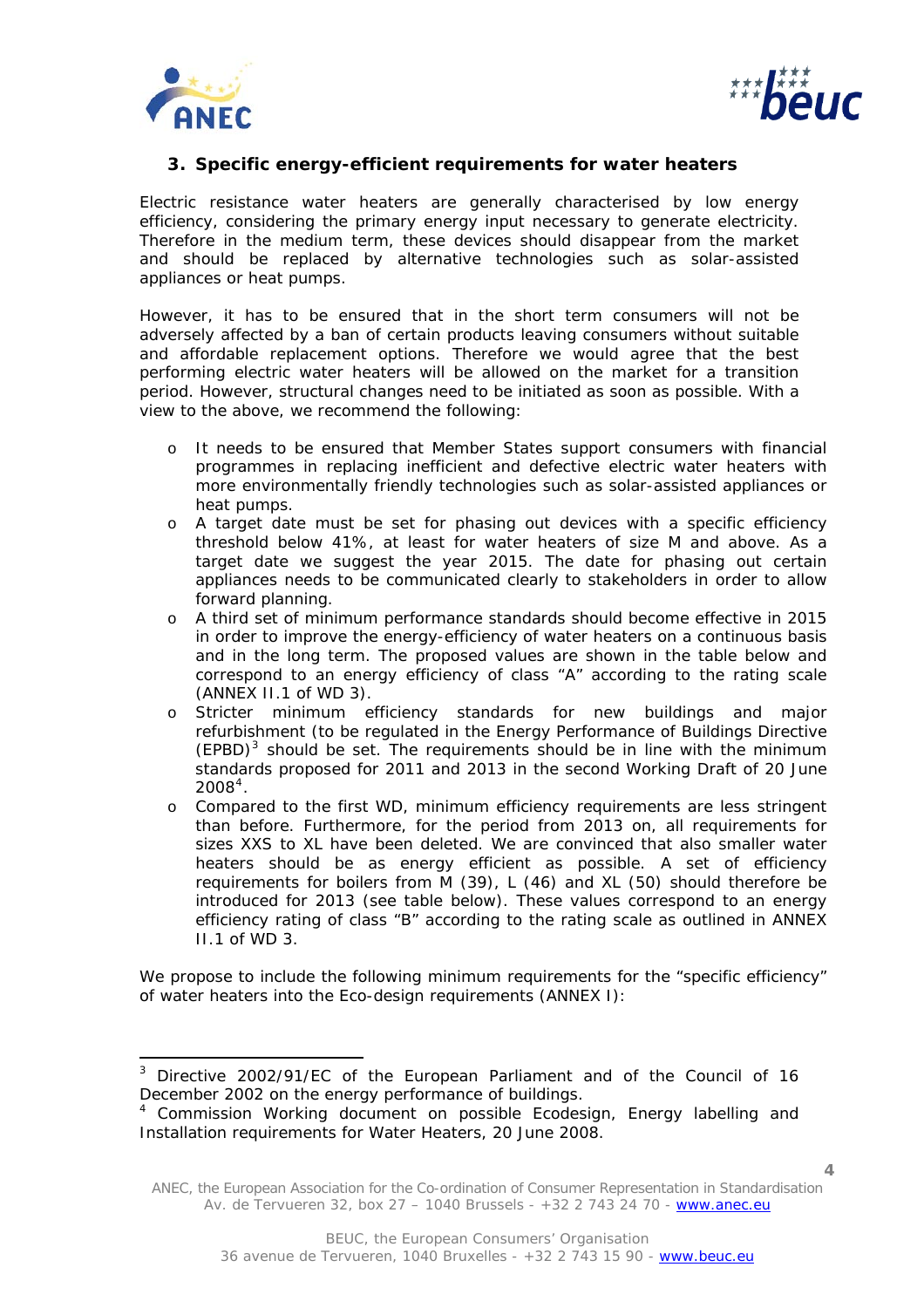## 3. Specific energy-efficient requirements for water heaters

Electric resistance water heaters are generally characterised by low energy efficiency, considering the primary energy input necessary to generate electricity. Therefore in the medium term, these devices should disappear from the market and should be replaced by alternative technologies such as solar-assisted appliances or heat pumps.

However, it has to be ensured that in the short term consumers will not be adversely affected by a ban of certain products leaving consumers without suitable and affordable replacement options. Therefore we would agree that the best performing electric water heaters will be allowed on the market for a transition period. However, structural changes need to be initiated as soon as possible. With a view to the above, we recommend the following:

- It needs to be ensured that Member States support consumers with financial programmes in replacing inefficient and defective electric water heaters with more environmentally friendly technologies such as solar-assisted appliances or heat pumps.
- A target date must be set for phasing out devices with a specific efficiency threshold below 41%, at least for water heaters of size M and above. As a target date we suggest the year 2015. The date for phasing out certain appliances needs to be communicated clearly to stakeholders in order to allow forward planning.
- A third set of minimum performance standards should become effective in 2015 in order to improve the energy-efficiency of water heaters on a continuous basis and in the long term. The proposed values are shown in the table below and correspond to an energy efficiency of class "A" according to the rating scale (ANNEX II.1 of WD 3).
- Stricter minimum efficiency standards for new buildings and major refurbishment (to be regulated in the Energy Performance of Buildings Directive (EPBD)[3] should be set. The requirements should be in line with the minimum standards proposed for 2011 and 2013 in the second Working Draft of 20 June 2008[4].
- Compared to the first WD, minimum efficiency requirements are less stringent than before. Furthermore, for the period from 2013 on, all requirements for sizes XXS to XL have been deleted. We are convinced that also smaller water heaters should be as energy efficient as possible. A set of efficiency requirements for boilers from M (39), L (46) and XL (50) should therefore be introduced for 2013 (see table below). These values correspond to an energy efficiency rating of class "B" according to the rating scale as outlined in ANNEX II.1 of WD 3.

We propose to include the following minimum requirements for the "specific efficiency" of water heaters into the Eco-design requirements (ANNEX I):

---

[3] Directive 2002/91/EC of the European Parliament and of the Council of 16 December 2002 on the energy performance of buildings.

[4] Commission Working document on possible Ecodesign, Energy labelling and Installation requirements for Water Heaters, 20 June 2008.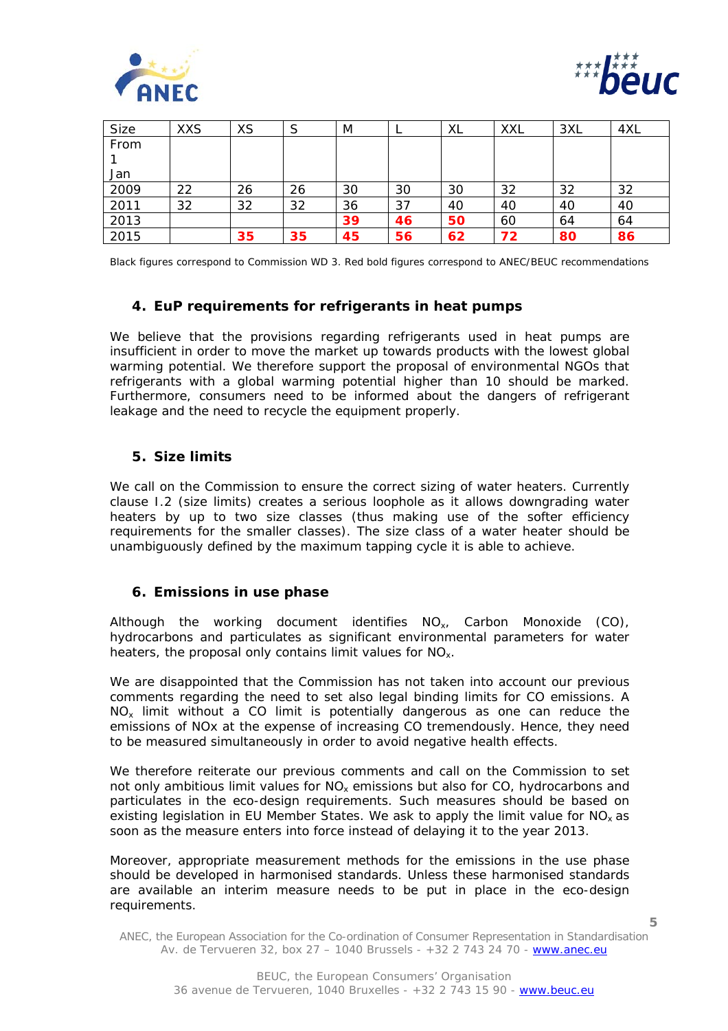| Size | XXS | XS | S | M | L | XL | XXL | 3XL | 4XL |
|---|---|---|---|---|---|---|---|---|---|
| From 1 Jan | | | | | | | | | |
| 2009 | 22 | 26 | 26 | 30 | 30 | 30 | 32 | 32 | 32 |
| 2011 | 32 | 32 | 32 | 36 | 37 | 40 | 40 | 40 | 40 |
| 2013 | | | | **39** | **46** | **50** | 60 | 64 | 64 |
| 2015 | | **35** | **35** | **45** | **56** | **62** | **72** | **80** | **86** |

Black figures correspond to Commission WD 3. Red bold figures correspond to ANEC/BEUC recommendations

## 4. EuP requirements for refrigerants in heat pumps

We believe that the provisions regarding refrigerants used in heat pumps are insufficient in order to move the market up towards products with the lowest global warming potential. We therefore support the proposal of environmental NGOs that refrigerants with a global warming potential higher than 10 should be marked. Furthermore, consumers need to be informed about the dangers of refrigerant leakage and the need to recycle the equipment properly.

## 5. Size limits

We call on the Commission to ensure the correct sizing of water heaters. Currently clause I.2 (size limits) creates a serious loophole as it allows downgrading water heaters by up to two size classes (thus making use of the softer efficiency requirements for the smaller classes). The size class of a water heater should be unambiguously defined by the maximum tapping cycle it is able to achieve.

## 6. Emissions in use phase

Although the working document identifies $NO_x$, Carbon Monoxide (CO), hydrocarbons and particulates as significant environmental parameters for water heaters, the proposal only contains limit values for $NO_x$.

We are disappointed that the Commission has not taken into account our previous comments regarding the need to set also legal binding limits for CO emissions. A $NO_x$ limit without a CO limit is potentially dangerous as one can reduce the emissions of NOx at the expense of increasing CO tremendously. Hence, they need to be measured simultaneously in order to avoid negative health effects.

We therefore reiterate our previous comments and call on the Commission to set not only ambitious limit values for $NO_x$ emissions but also for CO, hydrocarbons and particulates in the eco-design requirements. Such measures should be based on existing legislation in EU Member States. We ask to apply the limit value for $NO_x$ as soon as the measure enters into force instead of delaying it to the year 2013.

Moreover, appropriate measurement methods for the emissions in the use phase should be developed in harmonised standards. Unless these harmonised standards are available an interim measure needs to be put in place in the eco-design requirements.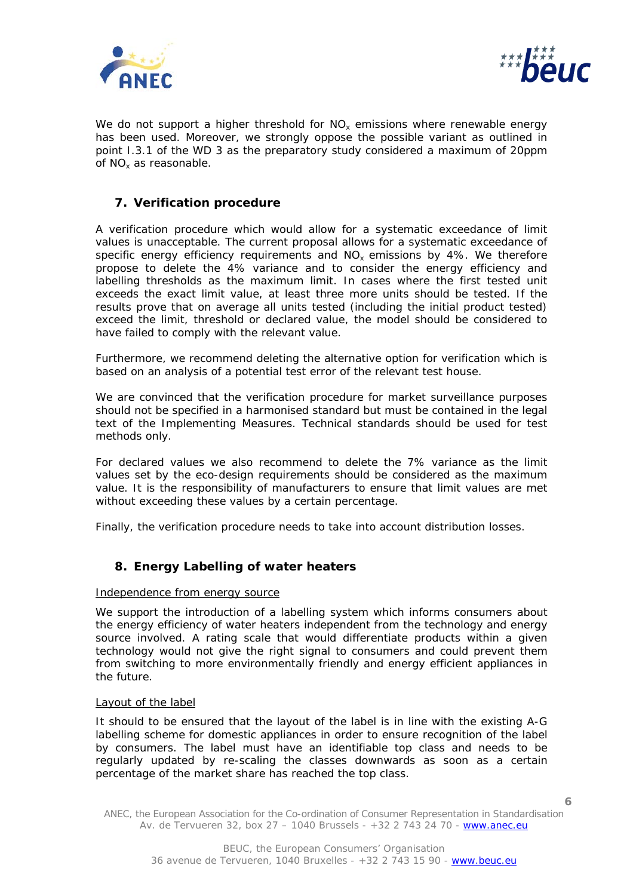We do not support a higher threshold for $NO_x$ emissions where renewable energy has been used. Moreover, we strongly oppose the possible variant as outlined in point I.3.1 of the WD 3 as the preparatory study considered a maximum of 20ppm of $NO_x$ as reasonable.

## 7. Verification procedure

A verification procedure which would allow for a systematic exceedance of limit values is unacceptable. The current proposal allows for a systematic exceedance of specific energy efficiency requirements and $NO_x$ emissions by 4%. We therefore propose to delete the 4% variance and to consider the energy efficiency and labelling thresholds as the maximum limit. In cases where the first tested unit exceeds the exact limit value, at least three more units should be tested. If the results prove that on average all units tested (including the initial product tested) exceed the limit, threshold or declared value, the model should be considered to have failed to comply with the relevant value.

Furthermore, we recommend deleting the alternative option for verification which is based on an analysis of a potential test error of the relevant test house.

We are convinced that the verification procedure for market surveillance purposes should not be specified in a harmonised standard but must be contained in the legal text of the Implementing Measures. Technical standards should be used for test methods only.

For declared values we also recommend to delete the 7% variance as the limit values set by the eco-design requirements should be considered as the maximum value. It is the responsibility of manufacturers to ensure that limit values are met without exceeding these values by a certain percentage.

Finally, the verification procedure needs to take into account distribution losses.

## 8. Energy Labelling of water heaters

Independence from energy source

We support the introduction of a labelling system which informs consumers about the energy efficiency of water heaters independent from the technology and energy source involved. A rating scale that would differentiate products within a given technology would not give the right signal to consumers and could prevent them from switching to more environmentally friendly and energy efficient appliances in the future.

Layout of the label

It should to be ensured that the layout of the label is in line with the existing A-G labelling scheme for domestic appliances in order to ensure recognition of the label by consumers. The label must have an identifiable top class and needs to be regularly updated by re-scaling the classes downwards as soon as a certain percentage of the market share has reached the top class.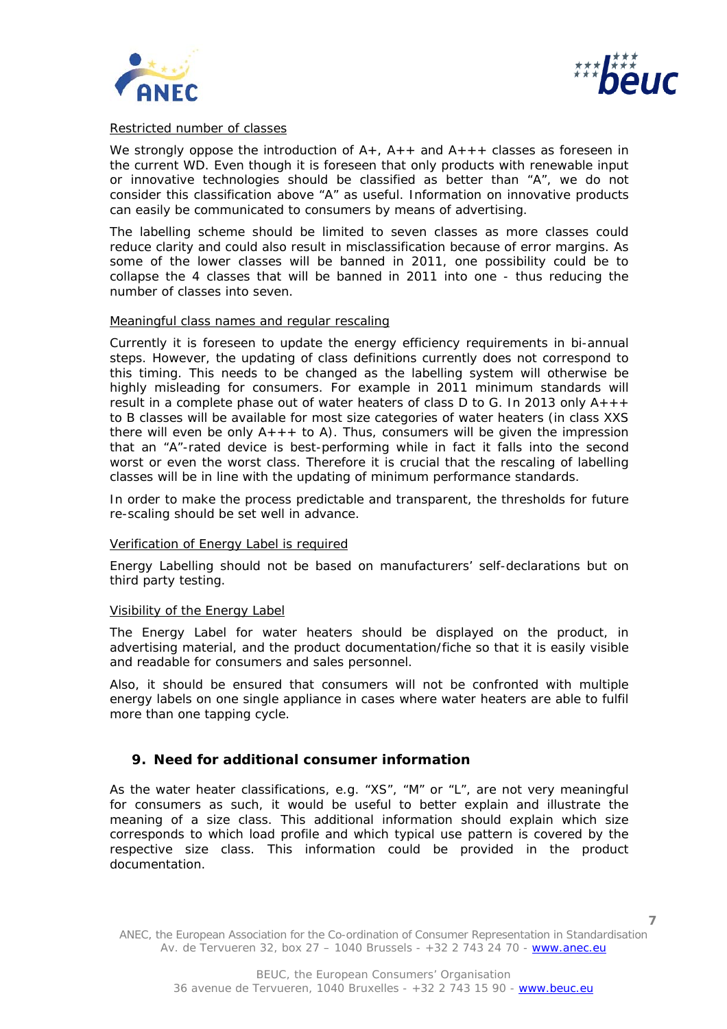Restricted number of classes

We strongly oppose the introduction of A+, A++ and A+++ classes as foreseen in the current WD. Even though it is foreseen that only products with renewable input or innovative technologies should be classified as better than "A", we do not consider this classification above "A" as useful. Information on innovative products can easily be communicated to consumers by means of advertising.

The labelling scheme should be limited to seven classes as more classes could reduce clarity and could also result in misclassification because of error margins. As some of the lower classes will be banned in 2011, one possibility could be to collapse the 4 classes that will be banned in 2011 into one - thus reducing the number of classes into seven.

Meaningful class names and regular rescaling

Currently it is foreseen to update the energy efficiency requirements in bi-annual steps. However, the updating of class definitions currently does not correspond to this timing. This needs to be changed as the labelling system will otherwise be highly misleading for consumers. For example in 2011 minimum standards will result in a complete phase out of water heaters of class D to G. In 2013 only A+++ to B classes will be available for most size categories of water heaters (in class XXS there will even be only A+++ to A). Thus, consumers will be given the impression that an "A"-rated device is best-performing while in fact it falls into the second worst or even the worst class. Therefore it is crucial that the rescaling of labelling classes will be in line with the updating of minimum performance standards.

In order to make the process predictable and transparent, the thresholds for future re-scaling should be set well in advance.

Verification of Energy Label is required

Energy Labelling should not be based on manufacturers' self-declarations but on third party testing.

Visibility of the Energy Label

The Energy Label for water heaters should be displayed on the product, in advertising material, and the product documentation/fiche so that it is easily visible and readable for consumers and sales personnel.

Also, it should be ensured that consumers will not be confronted with multiple energy labels on one single appliance in cases where water heaters are able to fulfil more than one tapping cycle.

## 9. Need for additional consumer information

As the water heater classifications, e.g. "XS", "M" or "L", are not very meaningful for consumers as such, it would be useful to better explain and illustrate the meaning of a size class. This additional information should explain which size corresponds to which load profile and which typical use pattern is covered by the respective size class. This information could be provided in the product documentation.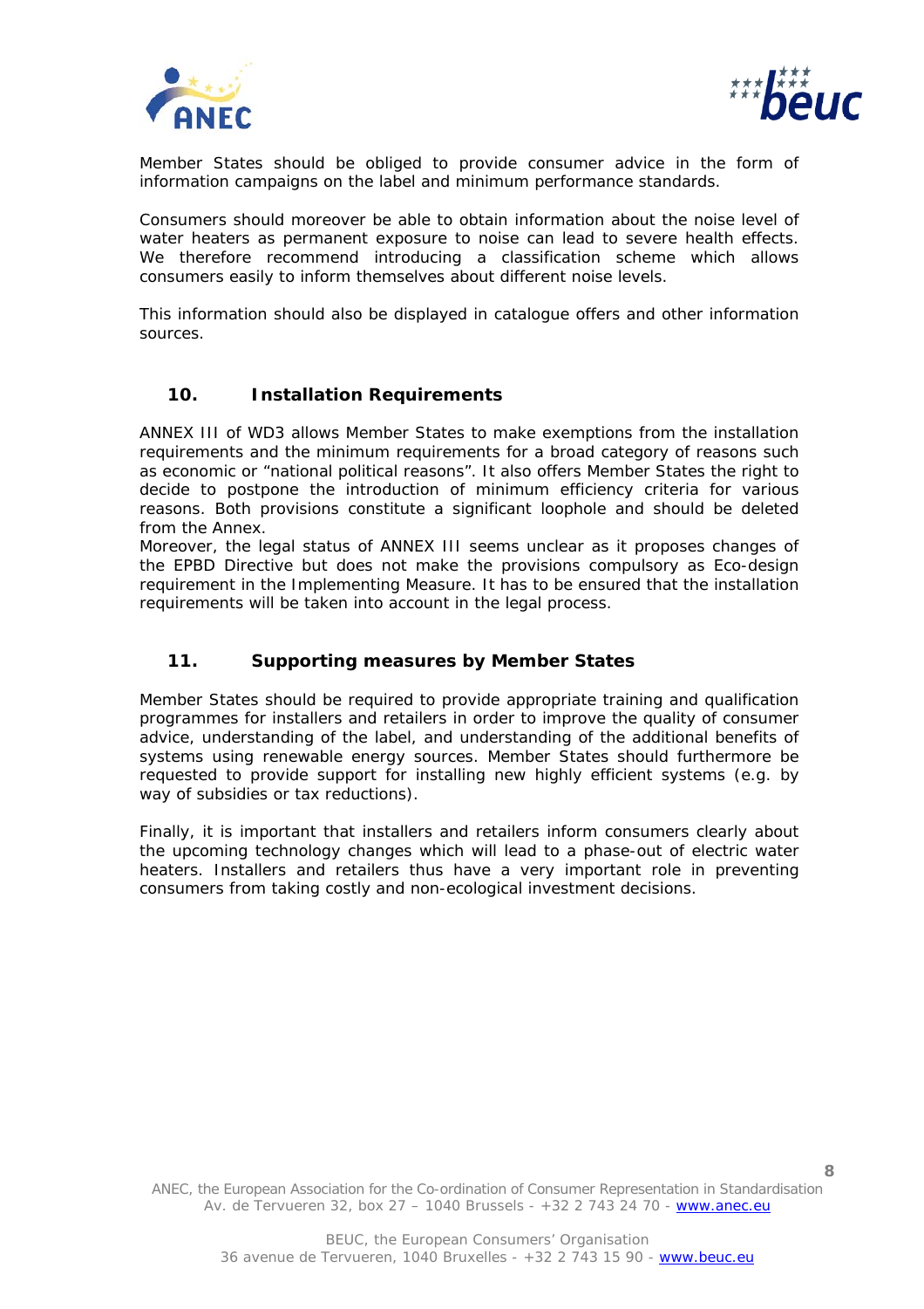Member States should be obliged to provide consumer advice in the form of information campaigns on the label and minimum performance standards.

Consumers should moreover be able to obtain information about the noise level of water heaters as permanent exposure to noise can lead to severe health effects. We therefore recommend introducing a classification scheme which allows consumers easily to inform themselves about different noise levels.

This information should also be displayed in catalogue offers and other information sources.

## 10. Installation Requirements

ANNEX III of WD3 allows Member States to make exemptions from the installation requirements and the minimum requirements for a broad category of reasons such as economic or "national political reasons". It also offers Member States the right to decide to postpone the introduction of minimum efficiency criteria for various reasons. Both provisions constitute a significant loophole and should be deleted from the Annex.
Moreover, the legal status of ANNEX III seems unclear as it proposes changes of the EPBD Directive but does not make the provisions compulsory as Eco-design requirement in the Implementing Measure. It has to be ensured that the installation requirements will be taken into account in the legal process.

## 11. Supporting measures by Member States

Member States should be required to provide appropriate training and qualification programmes for installers and retailers in order to improve the quality of consumer advice, understanding of the label, and understanding of the additional benefits of systems using renewable energy sources. Member States should furthermore be requested to provide support for installing new highly efficient systems (e.g. by way of subsidies or tax reductions).

Finally, it is important that installers and retailers inform consumers clearly about the upcoming technology changes which will lead to a phase-out of electric water heaters. Installers and retailers thus have a very important role in preventing consumers from taking costly and non-ecological investment decisions.